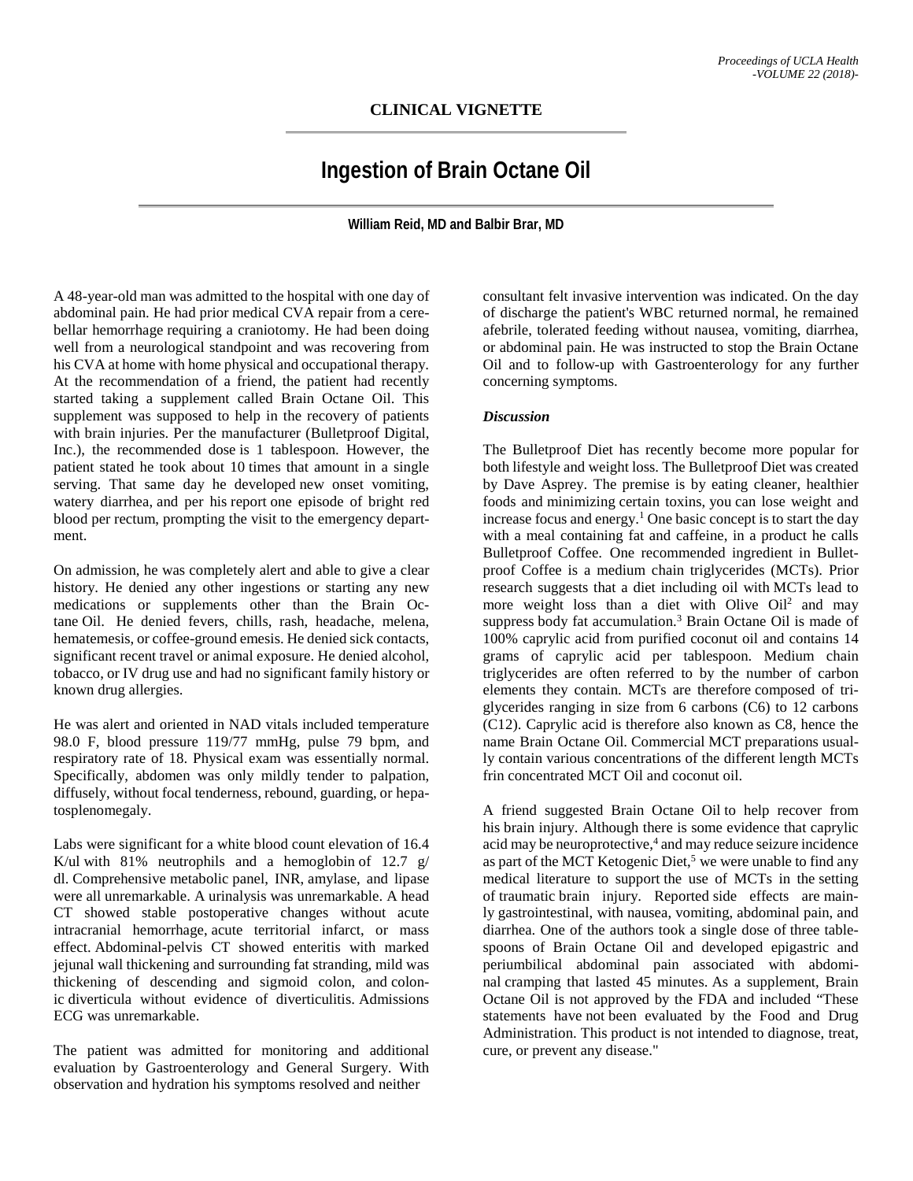## CLINICAL VIGNETTE

# Ingestion of Brain Octane Oil

**William Reid, MD and Balbir Brar, MD**

A 48-year-old man was admitted to the hospital with one day of abdominal pain. He had prior medical CVA repair from a cerebellar hemorrhage requiring a craniotomy. He had been doing well from a neurological standpoint and was recovering from his CVA at home with home physical and occupational therapy. At the recommendation of a friend, the patient had recently started taking a supplement called Brain Octane Oil. This supplement was supposed to help in the recovery of patients with brain injuries. Per the manufacturer (Bulletproof Digital, Inc.), the recommended dose is 1 tablespoon. However, the patient stated he took about 10 times that amount in a single serving. That same day he developed new onset vomiting, watery diarrhea, and per his report one episode of bright red blood per rectum, prompting the visit to the emergency department.

On admission, he was completely alert and able to give a clear history. He denied any other ingestions or starting any new medications or supplements other than the Brain Octane Oil. He denied fevers, chills, rash, headache, melena, hematemesis, or coffee-ground emesis. He denied sick contacts, significant recent travel or animal exposure. He denied alcohol, tobacco, or IV drug use and had no significant family history or known drug allergies.

He was alert and oriented in NAD vitals included temperature 98.0 F, blood pressure 119/77 mmHg, pulse 79 bpm, and respiratory rate of 18. Physical exam was essentially normal. Specifically, abdomen was only mildly tender to palpation, diffusely, without focal tenderness, rebound, guarding, or hepatosplenomegaly.

Labs were significant for a white blood count elevation of 16.4 K/ul with 81% neutrophils and a hemoglobin of 12.7 g/dl. Comprehensive metabolic panel, INR, amylase, and lipase were all unremarkable. A urinalysis was unremarkable. A head CT showed stable postoperative changes without acute intracranial hemorrhage, acute territorial infarct, or mass effect. Abdominal-pelvis CT showed enteritis with marked jejunal wall thickening and surrounding fat stranding, mild was thickening of descending and sigmoid colon, and colonic diverticula without evidence of diverticulitis. Admissions ECG was unremarkable.

The patient was admitted for monitoring and additional evaluation by Gastroenterology and General Surgery. With observation and hydration his symptoms resolved and neither consultant felt invasive intervention was indicated. On the day of discharge the patient's WBC returned normal, he remained afebrile, tolerated feeding without nausea, vomiting, diarrhea, or abdominal pain. He was instructed to stop the Brain Octane Oil and to follow-up with Gastroenterology for any further concerning symptoms.

### *Discussion*

The Bulletproof Diet has recently become more popular for both lifestyle and weight loss. The Bulletproof Diet was created by Dave Asprey. The premise is by eating cleaner, healthier foods and minimizing certain toxins, you can lose weight and increase focus and energy.[1] One basic concept is to start the day with a meal containing fat and caffeine, in a product he calls Bulletproof Coffee. One recommended ingredient in Bulletproof Coffee is a medium chain triglycerides (MCTs). Prior research suggests that a diet including oil with MCTs lead to more weight loss than a diet with Olive Oil[2] and may suppress body fat accumulation.[3] Brain Octane Oil is made of 100% caprylic acid from purified coconut oil and contains 14 grams of caprylic acid per tablespoon. Medium chain triglycerides are often referred to by the number of carbon elements they contain. MCTs are therefore composed of triglycerides ranging in size from 6 carbons (C6) to 12 carbons (C12). Caprylic acid is therefore also known as C8, hence the name Brain Octane Oil. Commercial MCT preparations usually contain various concentrations of the different length MCTs frin concentrated MCT Oil and coconut oil.

A friend suggested Brain Octane Oil to help recover from his brain injury. Although there is some evidence that caprylic acid may be neuroprotective,[4] and may reduce seizure incidence as part of the MCT Ketogenic Diet,[5] we were unable to find any medical literature to support the use of MCTs in the setting of traumatic brain injury. Reported side effects are mainly gastrointestinal, with nausea, vomiting, abdominal pain, and diarrhea. One of the authors took a single dose of three tablespoons of Brain Octane Oil and developed epigastric and periumbilical abdominal pain associated with abdominal cramping that lasted 45 minutes. As a supplement, Brain Octane Oil is not approved by the FDA and included "These statements have not been evaluated by the Food and Drug Administration. This product is not intended to diagnose, treat, cure, or prevent any disease."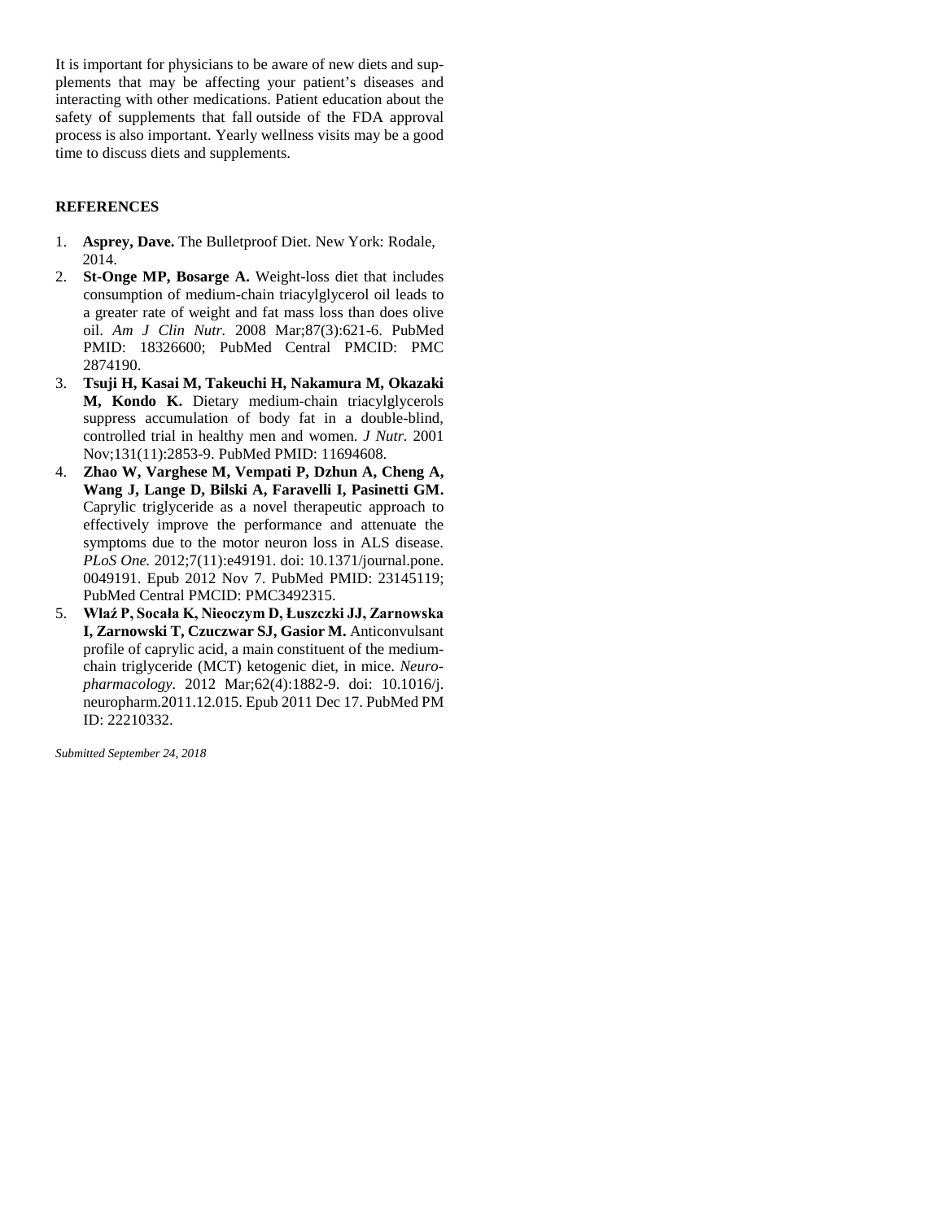It is important for physicians to be aware of new diets and supplements that may be affecting your patient's diseases and interacting with other medications. Patient education about the safety of supplements that fall outside of the FDA approval process is also important. Yearly wellness visits may be a good time to discuss diets and supplements.

## REFERENCES

1. **Asprey, Dave.** The Bulletproof Diet. New York: Rodale, 2014.
2. **St-Onge MP, Bosarge A.** Weight-loss diet that includes consumption of medium-chain triacylglycerol oil leads to a greater rate of weight and fat mass loss than does olive oil. *Am J Clin Nutr.* 2008 Mar;87(3):621-6. PubMed PMID: 18326600; PubMed Central PMCID: PMC 2874190.
3. **Tsuji H, Kasai M, Takeuchi H, Nakamura M, Okazaki M, Kondo K.** Dietary medium-chain triacylglycerols suppress accumulation of body fat in a double-blind, controlled trial in healthy men and women. *J Nutr.* 2001 Nov;131(11):2853-9. PubMed PMID: 11694608.
4. **Zhao W, Varghese M, Vempati P, Dzhun A, Cheng A, Wang J, Lange D, Bilski A, Faravelli I, Pasinetti GM.** Caprylic triglyceride as a novel therapeutic approach to effectively improve the performance and attenuate the symptoms due to the motor neuron loss in ALS disease. *PLoS One.* 2012;7(11):e49191. doi: 10.1371/journal.pone.0049191. Epub 2012 Nov 7. PubMed PMID: 23145119; PubMed Central PMCID: PMC3492315.
5. **Wlaź P, Socała K, Nieoczym D, Łuszczki JJ, Zarnowska I, Zarnowski T, Czuczwar SJ, Gasior M.** Anticonvulsant profile of caprylic acid, a main constituent of the medium-chain triglyceride (MCT) ketogenic diet, in mice. *Neuropharmacology*. 2012 Mar;62(4):1882-9. doi: 10.1016/j.neuropharm.2011.12.015. Epub 2011 Dec 17. PubMed PMID: 22210332.

*Submitted September 24, 2018*